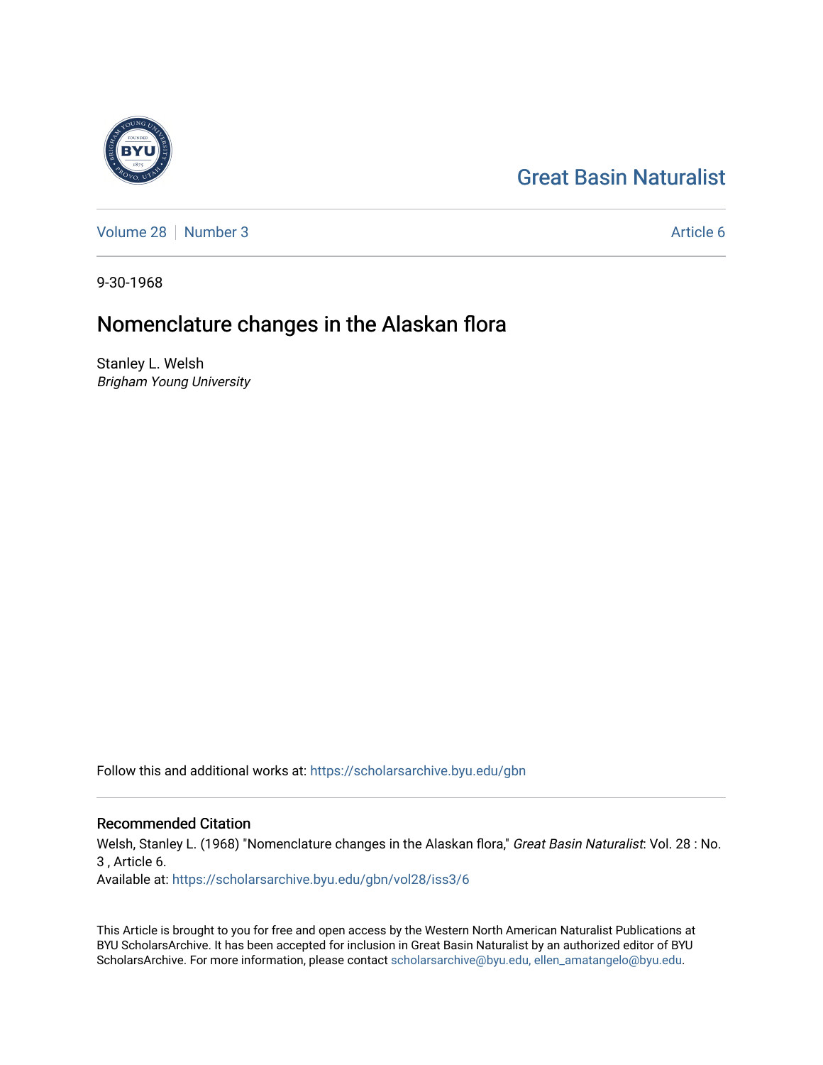# Great Basin Naturalist

Volume 28 | Number 3 | Article 6

9-30-1968

## Nomenclature changes in the Alaskan flora

Stanley L. Welsh
*Brigham Young University*

Follow this and additional works at: https://scholarsarchive.byu.edu/gbn

### Recommended Citation

Welsh, Stanley L. (1968) "Nomenclature changes in the Alaskan flora," *Great Basin Naturalist*: Vol. 28 : No. 3 , Article 6.
Available at: https://scholarsarchive.byu.edu/gbn/vol28/iss3/6

This Article is brought to you for free and open access by the Western North American Naturalist Publications at BYU ScholarsArchive. It has been accepted for inclusion in Great Basin Naturalist by an authorized editor of BYU ScholarsArchive. For more information, please contact scholarsarchive@byu.edu, ellen_amatangelo@byu.edu.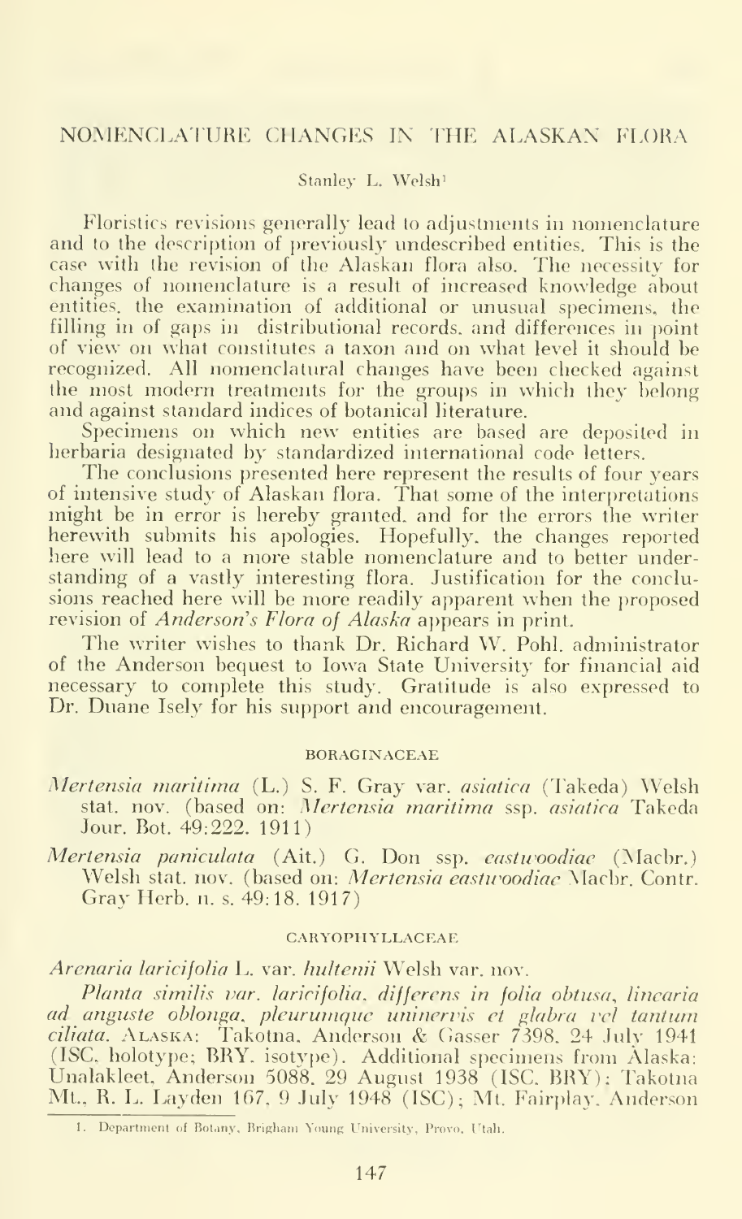# NOMENCLATURE CHANGES IN THE ALASKAN FLORA

Stanley L. Welsh[1]

Floristics revisions generally lead to adjustments in nomenclature and to the description of previously undescribed entities. This is the case with the revision of the Alaskan flora also. The necessity for changes of nomenclature is a result of increased knowledge about entities, the examination of additional or unusual specimens, the filling in of gaps in distributional records, and differences in point of view on what constitutes a taxon and on what level it should be recognized. All nomenclatural changes have been checked against the most modern treatments for the groups in which they belong and against standard indices of botanical literature.

Specimens on which new entities are based are deposited in herbaria designated by standardized international code letters.

The conclusions presented here represent the results of four years of intensive study of Alaskan flora. That some of the interpretations might be in error is hereby granted, and for the errors the writer herewith submits his apologies. Hopefully, the changes reported here will lead to a more stable nomenclature and to better understanding of a vastly interesting flora. Justification for the conclusions reached here will be more readily apparent when the proposed revision of *Anderson's Flora of Alaska* appears in print.

The writer wishes to thank Dr. Richard W. Pohl, administrator of the Anderson bequest to Iowa State University for financial aid necessary to complete this study. Gratitude is also expressed to Dr. Duane Isely for his support and encouragement.

## BORAGINACEAE

*Mertensia maritima* (L.) S. F. Gray var. *asiatica* (Takeda) Welsh stat. nov. (based on: *Mertensia maritima* ssp. *asiatica* Takeda Jour. Bot. 49:222. 1911)

*Mertensia paniculata* (Ait.) G. Don ssp. *eastwoodiae* (Macbr.) Welsh stat. nov. (based on: *Mertensia eastwoodiae* Macbr. Contr. Gray Herb. n. s. 49:18. 1917)

## CARYOPHYLLACEAE

*Arenaria laricifolia* L. var. *hultenii* Welsh var. nov.

*Planta similis var. laricifolia, differens in folia obtusa, linearia ad anguste oblonga, pleurumque uninervis et glabra vel tantum ciliata.* ALASKA: Takotna, Anderson & Gasser 7398, 24 July 1941 (ISC, holotype; BRY, isotype). Additional specimens from Alaska: Unalakleet, Anderson 5088, 29 August 1938 (ISC, BRY); Takotna Mt., R. L. Layden 167, 9 July 1948 (ISC); Mt. Fairplay, Anderson

[1] Department of Botany, Brigham Young University, Provo, Utah.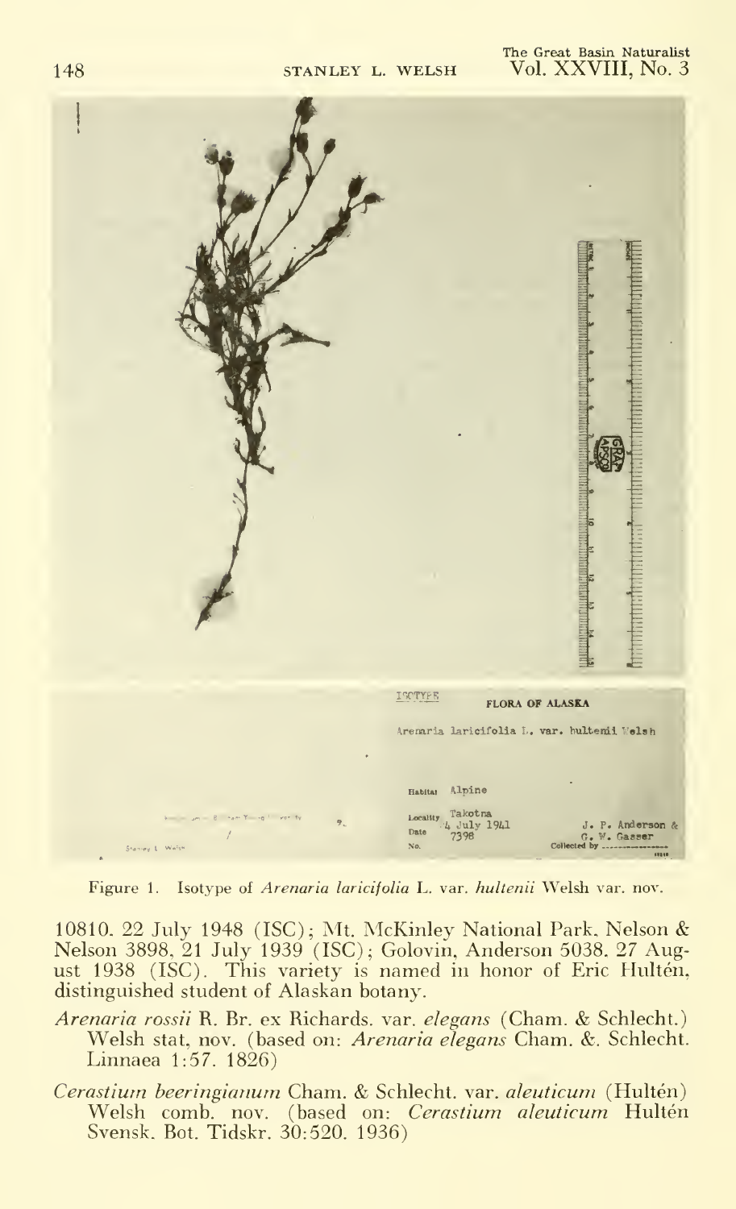Figure 1. Isotype of *Arenaria laricifolia* L. var. *hultenii* Welsh var. nov.

10810. 22 July 1948 (ISC); Mt. McKinley National Park, Nelson & Nelson 3898, 21 July 1939 (ISC); Golovin, Anderson 5038. 27 August 1938 (ISC). This variety is named in honor of Eric Hultén, distinguished student of Alaskan botany.

*Arenaria rossii* R. Br. ex Richards. var. *elegans* (Cham. & Schlecht.) Welsh stat, nov. (based on: *Arenaria elegans* Cham. &. Schlecht. Linnaea 1:57. 1826)

*Cerastium beeringianum* Cham. & Schlecht. var. *aleuticum* (Hultén) Welsh comb. nov. (based on: *Cerastium aleuticum* Hultén Svensk. Bot. Tidskr. 30:520. 1936)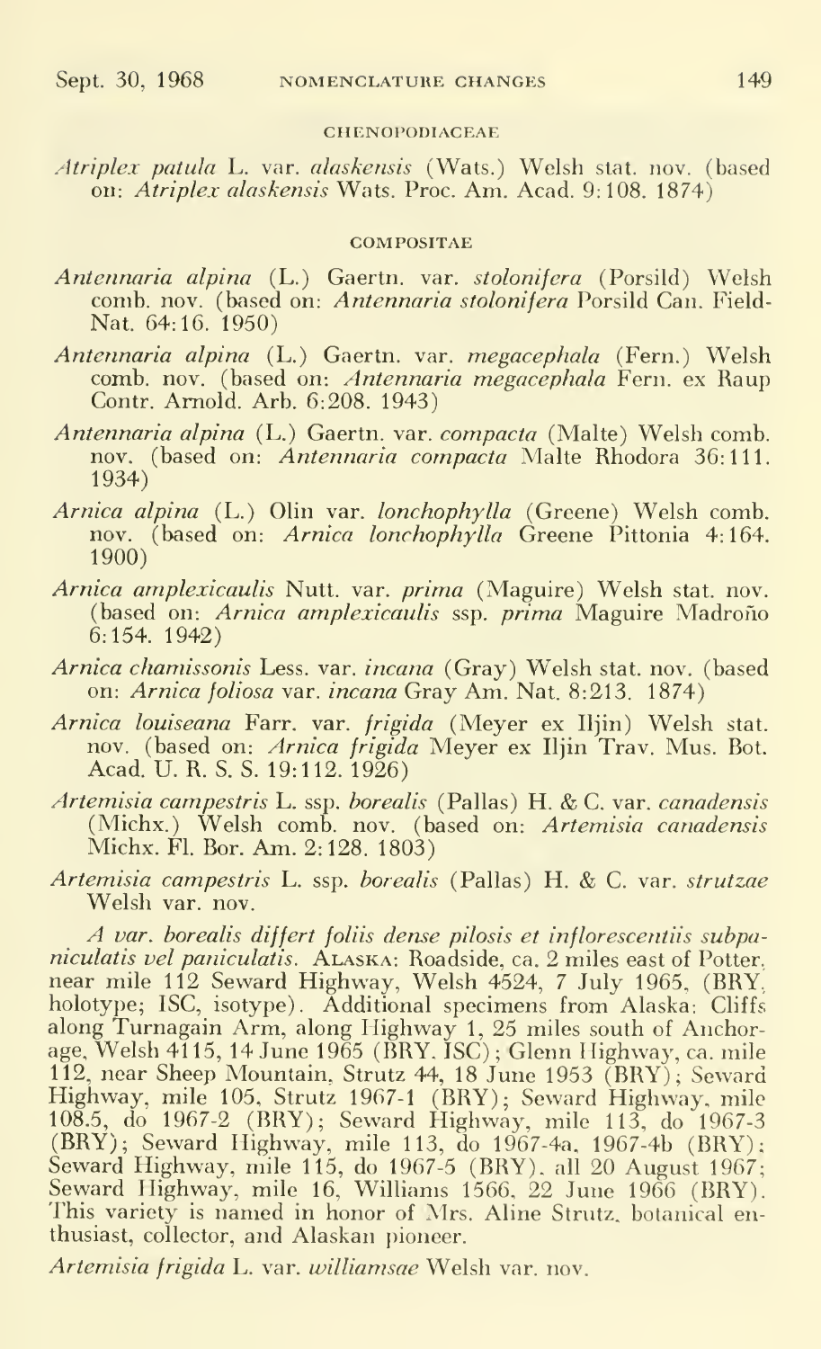## CHENOPODIACEAE

*Atriplex patula* L. var. *alaskensis* (Wats.) Welsh stat. nov. (based on: *Atriplex alaskensis* Wats. Proc. Am. Acad. 9:108. 1874)

## COMPOSITAE

*Antennaria alpina* (L.) Gaertn. var. *stolonifera* (Porsild) Welsh comb. nov. (based on: *Antennaria stolonifera* Porsild Can. Field-Nat. 64:16. 1950)

*Antennaria alpina* (L.) Gaertn. var. *megacephala* (Fern.) Welsh comb. nov. (based on: *Antennaria megacephala* Fern. ex Raup Contr. Arnold. Arb. 6:208. 1943)

*Antennaria alpina* (L.) Gaertn. var. *compacta* (Malte) Welsh comb. nov. (based on: *Antennaria compacta* Malte Rhodora 36:111. 1934)

*Arnica alpina* (L.) Olin var. *lonchophylla* (Greene) Welsh comb. nov. (based on: *Arnica lonchophylla* Greene Pittonia 4:164. 1900)

*Arnica amplexicaulis* Nutt. var. *prima* (Maguire) Welsh stat. nov. (based on: *Arnica amplexicaulis* ssp. *prima* Maguire Madroño 6:154. 1942)

*Arnica chamissonis* Less. var. *incana* (Gray) Welsh stat. nov. (based on: *Arnica foliosa* var. *incana* Gray Am. Nat. 8:213. 1874)

*Arnica louiseana* Farr. var. *frigida* (Meyer ex Iljin) Welsh stat. nov. (based on: *Arnica frigida* Meyer ex Iljin Trav. Mus. Bot. Acad. U. R. S. S. 19:112. 1926)

*Artemisia campestris* L. ssp. *borealis* (Pallas) H. & C. var. *canadensis* (Michx.) Welsh comb. nov. (based on: *Artemisia canadensis* Michx. Fl. Bor. Am. 2:128. 1803)

*Artemisia campestris* L. ssp. *borealis* (Pallas) H. & C. var. *strutzae* Welsh var. nov.

*A var. borealis differt foliis dense pilosis et inflorescentiis subpaniculatis vel paniculatis.* ALASKA: Roadside, ca. 2 miles east of Potter, near mile 112 Seward Highway, Welsh 4524, 7 July 1965, (BRY, holotype; ISC, isotype). Additional specimens from Alaska: Cliffs along Turnagain Arm, along Highway 1, 25 miles south of Anchorage, Welsh 4115, 14 June 1965 (BRY. ISC); Glenn Highway, ca. mile 112, near Sheep Mountain, Strutz 44, 18 June 1953 (BRY); Seward Highway, mile 105, Strutz 1967-1 (BRY); Seward Highway, mile 108.5, do 1967-2 (BRY); Seward Highway, mile 113, do 1967-3 (BRY); Seward Highway, mile 113, do 1967-4a, 1967-4b (BRY); Seward Highway, mile 115, do 1967-5 (BRY). all 20 August 1967; Seward Highway, mile 16, Williams 1566, 22 June 1966 (BRY). This variety is named in honor of Mrs. Aline Strutz, botanical enthusiast, collector, and Alaskan pioneer.

*Artemisia frigida* L. var. *williamsae* Welsh var. nov.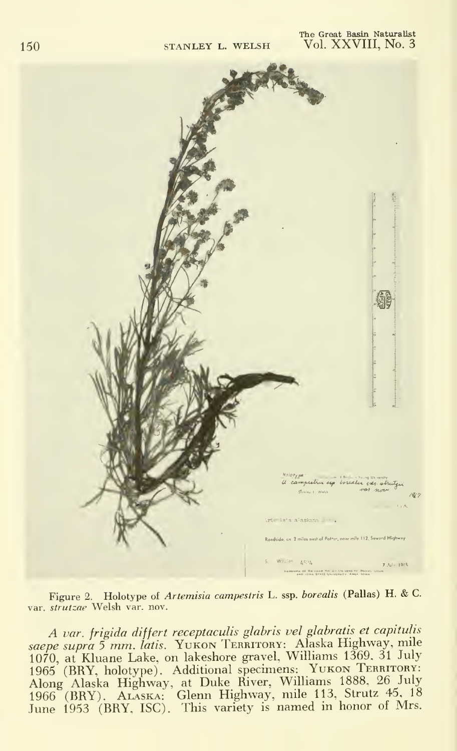Figure 2. Holotype of *Artemisia campestris* L. ssp. *borealis* (Pallas) H. & C. var. *strutzae* Welsh var. nov.

*A var. frigida differt receptaculis glabris vel glabratis et capitulis saepe supra 5 mm. latis.* YUKON TERRITORY: Alaska Highway, mile 1070, at Kluane Lake, on lakeshore gravel, Williams 1369, 31 July 1965 (BRY, holotype). Additional specimens: YUKON TERRITORY: Along Alaska Highway, at Duke River, Williams 1888, 26 July 1966 (BRY). ALASKA: Glenn Highway, mile 113, Strutz 45, 18 June 1953 (BRY, ISC). This variety is named in honor of Mrs.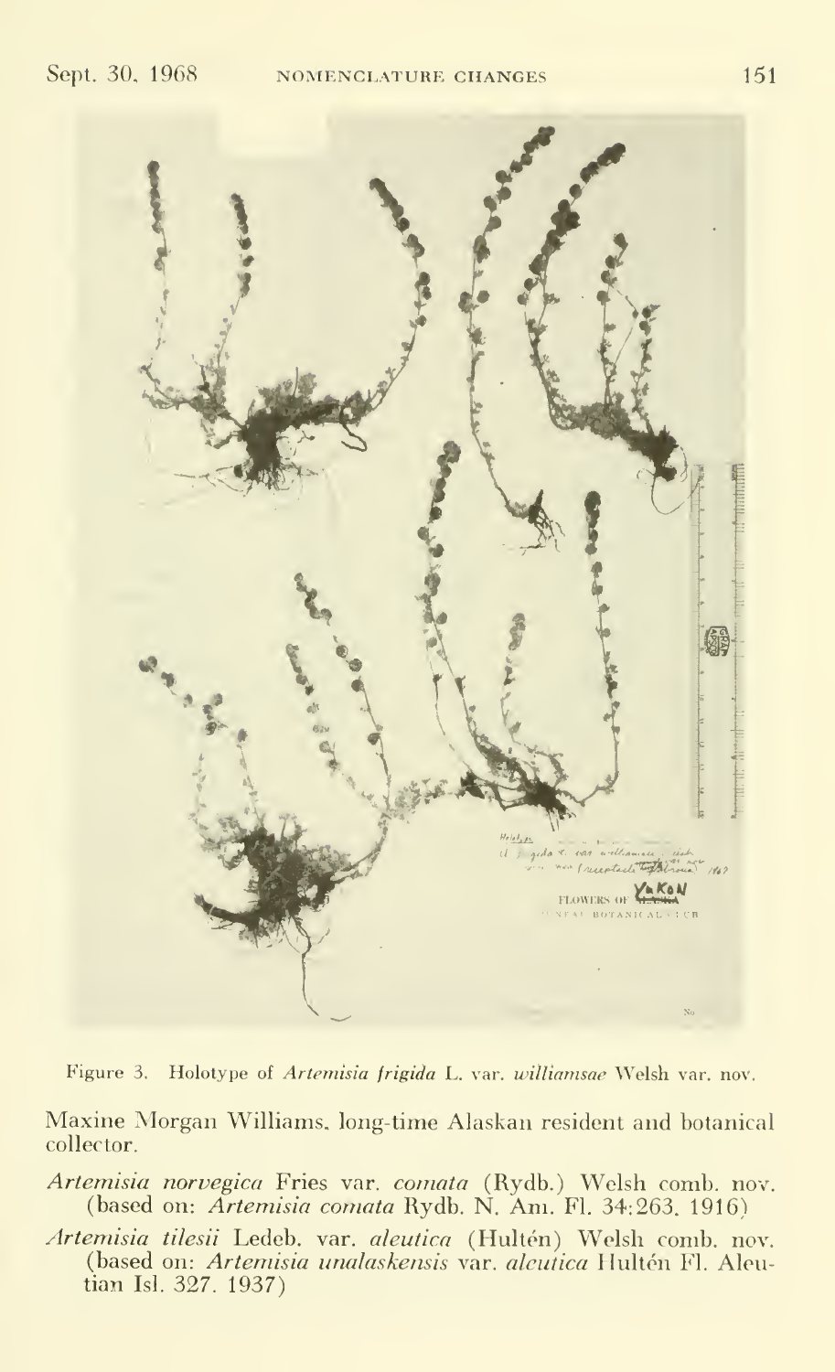Figure 3. Holotype of *Artemisia frigida* L. var. *williamsae* Welsh var. nov.

Maxine Morgan Williams, long-time Alaskan resident and botanical collector.

*Artemisia norvegica* Fries var. *comata* (Rydb.) Welsh comb. nov. (based on: *Artemisia comata* Rydb. N. Am. Fl. 34:263. 1916)

*Artemisia tilesii* Ledeb. var. *aleutica* (Hultén) Welsh comb. nov. (based on: *Artemisia unalaskensis* var. *aleutica* Hultén Fl. Aleutian Isl. 327. 1937)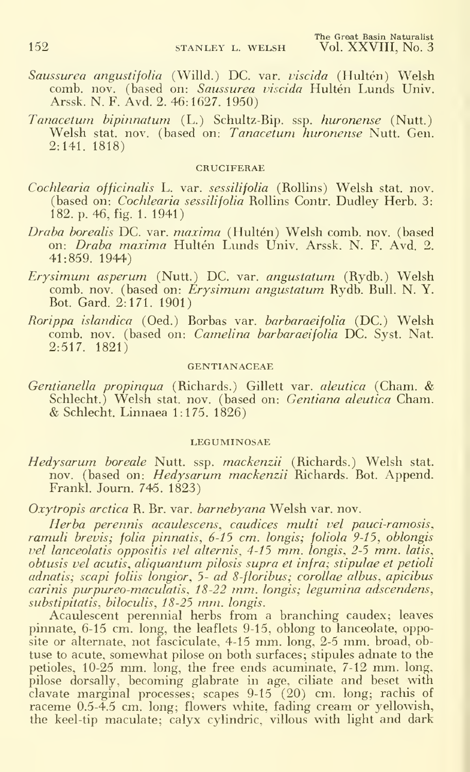*Saussurea angustifolia* (Willd.) DC. var. *viscida* (Hultén) Welsh comb. nov. (based on: *Saussurea viscida* Hultén Lunds Univ. Arssk. N. F. Avd. 2. 46:1627. 1950)

*Tanacetum bipinnatum* (L.) Schultz-Bip. ssp. *huronense* (Nutt.) Welsh stat. nov. (based on: *Tanacetum huronense* Nutt. Gen. 2:141. 1818)

### CRUCIFERAE

*Cochlearia officinalis* L. var. *sessilifolia* (Rollins) Welsh stat. nov. (based on: *Cochlearia sessilifolia* Rollins Contr. Dudley Herb. 3: 182. p. 46, fig. 1. 1941)

*Draba borealis* DC. var. *maxima* (Hultén) Welsh comb. nov. (based on: *Draba maxima* Hultén Lunds Univ. Arssk. N. F. Avd. 2. 41:859. 1944)

*Erysimum asperum* (Nutt.) DC. var. *angustatum* (Rydb.) Welsh comb. nov. (based on: *Erysimum angustatum* Rydb. Bull. N. Y. Bot. Gard. 2:171. 1901)

*Rorippa islandica* (Oed.) Borbas var. *barbaraeifolia* (DC.) Welsh comb. nov. (based on: *Camelina barbaraeifolia* DC. Syst. Nat. 2:517. 1821)

### GENTIANACEAE

*Gentianella propinqua* (Richards.) Gillett var. *aleutica* (Cham. & Schlecht.) Welsh stat. nov. (based on: *Gentiana aleutica* Cham. & Schlecht. Linnaea 1:175. 1826)

### LEGUMINOSAE

*Hedysarum boreale* Nutt. ssp. *mackenzii* (Richards.) Welsh stat. nov. (based on: *Hedysarum mackenzii* Richards. Bot. Append. Frankl. Journ. 745. 1823)

*Oxytropis arctica* R. Br. var. *barnebyana* Welsh var. nov.

*Herba perennis acaulescens, caudices multi vel pauci-ramosis, ramuli brevis; folia pinnatis, 6-15 cm. longis; foliola 9-15, oblongis vel lanceolatis oppositis vel alternis, 4-15 mm. longis, 2-5 mm. latis, obtusis vel acutis, aliquantum pilosis supra et infra; stipulae et petioli adnatis; scapi foliis longior, 5- ad 8-floribus; corollae albus, apicibus carinis purpureo-maculatis, 18-22 mm. longis; legumina adscendens, substipitatis, biloculis, 18-25 mm. longis.*

Acaulescent perennial herbs from a branching caudex; leaves pinnate, 6-15 cm. long, the leaflets 9-15, oblong to lanceolate, opposite or alternate, not fasciculate, 4-15 mm. long, 2-5 mm. broad, obtuse to acute, somewhat pilose on both surfaces; stipules adnate to the petioles, 10-25 mm. long, the free ends acuminate, 7-12 mm. long, pilose dorsally, becoming glabrate in age, ciliate and beset with clavate marginal processes; scapes 9-15 (20) cm. long; rachis of raceme 0.5-4.5 cm. long; flowers white, fading cream or yellowish, the keel-tip maculate; calyx cylindric, villous with light and dark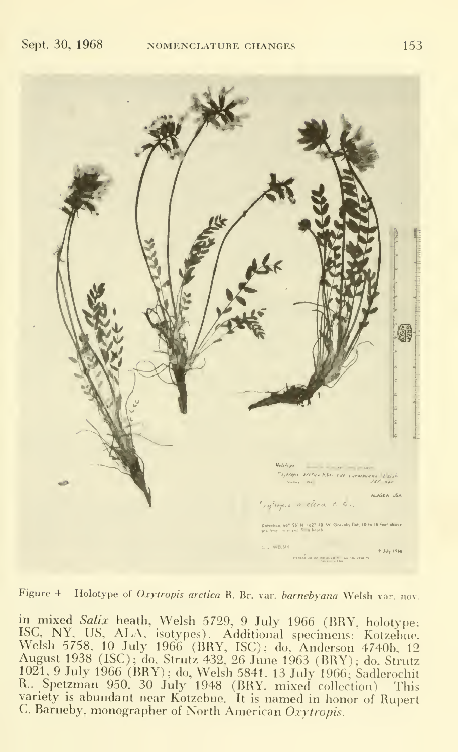Figure 4. Holotype of *Oxytropis arctica* R. Br. var. *barnebyana* Welsh var. nov.

in mixed *Salix* heath, Welsh 5729, 9 July 1966 (BRY, holotype: ISC, NY, US, ALA, isotypes). Additional specimens: Kotzebue, Welsh 5758, 10 July 1966 (BRY, ISC); do, Anderson 4740b, 12 August 1938 (ISC); do, Strutz 432, 26 June 1963 (BRY); do, Strutz 1021, 9 July 1966 (BRY); do, Welsh 5841, 13 July 1966; Sadlerochit R., Spetzman 950, 30 July 1948 (BRY, mixed collection). This variety is abundant near Kotzebue. It is named in honor of Rupert C. Barneby, monographer of North American *Oxytropis*.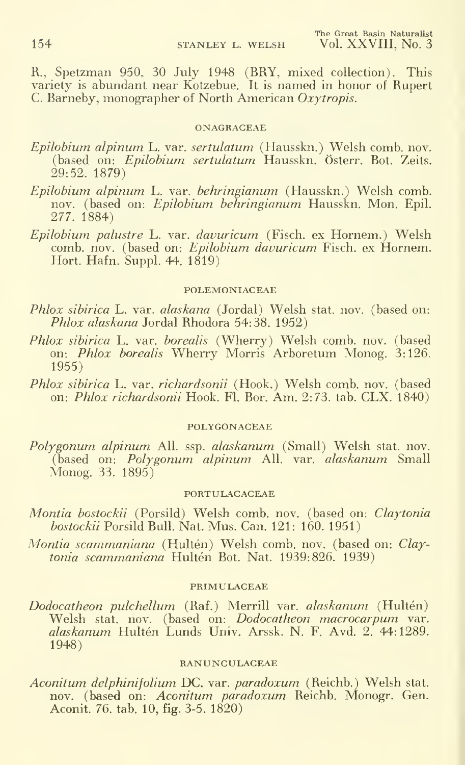R., Spetzman 950, 30 July 1948 (BRY, mixed collection). This variety is abundant near Kotzebue. It is named in honor of Rupert C. Barneby, monographer of North American *Oxytropis*.

## ONAGRACEAE

*Epilobium alpinum* L. var. *sertulatum* (Hausskn.) Welsh comb. nov. (based on: *Epilobium sertulatum* Hausskn. Österr. Bot. Zeits. 29:52. 1879)

*Epilobium alpinum* L. var. *behringianum* (Hausskn.) Welsh comb. nov. (based on: *Epilobium behringianum* Hausskn. Mon. Epil. 277. 1884)

*Epilobium palustre* L. var. *davuricum* (Fisch. ex Hornem.) Welsh comb. nov. (based on: *Epilobium davuricum* Fisch. ex Hornem. Hort. Hafn. Suppl. 44. 1819)

## POLEMONIACEAE

*Phlox sibirica* L. var. *alaskana* (Jordal) Welsh stat. nov. (based on: *Phlox alaskana* Jordal Rhodora 54:38. 1952)

*Phlox sibirica* L. var. *borealis* (Wherry) Welsh comb. nov. (based on: *Phlox borealis* Wherry Morris Arboretum Monog. 3:126. 1955)

*Phlox sibirica* L. var. *richardsonii* (Hook.) Welsh comb. nov. (based on: *Phlox richardsonii* Hook. Fl. Bor. Am. 2:73. tab. CLX. 1840)

## POLYGONACEAE

*Polygonum alpinum* All. ssp. *alaskanum* (Small) Welsh stat. nov. (based on: *Polygonum alpinum* All. var. *alaskanum* Small Monog. 33. 1895)

## PORTULACACEAE

*Montia bostockii* (Porsild) Welsh comb. nov. (based on: *Claytonia bostockii* Porsild Bull. Nat. Mus. Can. 121: 160. 1951)

*Montia scammaniana* (Hultén) Welsh comb. nov. (based on: *Claytonia scammaniana* Hultén Bot. Nat. 1939:826. 1939)

## PRIMULACEAE

*Dodocatheon pulchellum* (Raf.) Merrill var. *alaskanum* (Hultén) Welsh stat. nov. (based on: *Dodocatheon macrocarpum* var. *alaskanum* Hultén Lunds Univ. Arssk. N. F. Avd. 2. 44:1289. 1948)

## RANUNCULACEAE

*Aconitum delphinifolium* DC. var. *paradoxum* (Reichb.) Welsh stat. nov. (based on: *Aconitum paradoxum* Reichb. Monogr. Gen. Aconit. 76. tab. 10, fig. 3-5. 1820)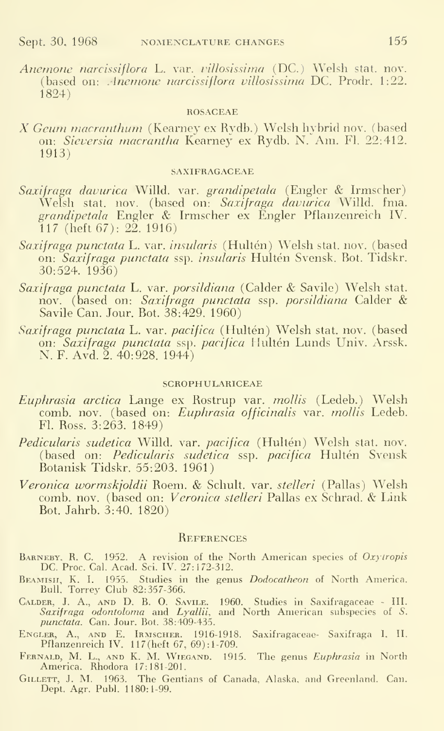*Anemone narcissiflora* L. var. *villosissima* (DC.) Welsh stat. nov. (based on: *Anemone narcissiflora villosissima* DC. Prodr. 1:22. 1824)

#### ROSACEAE

*X Geum macranthum* (Kearney ex Rydb.) Welsh hybrid nov. (based on: *Sieversia macrantha* Kearney ex Rydb. N. Am. Fl. 22:412. 1913)

#### SAXIFRAGACEAE

*Saxifraga davurica* Willd. var. *grandipetala* (Engler & Irmscher) Welsh stat. nov. (based on: *Saxifraga davurica* Willd. fma. *grandipetala* Engler & Irmscher ex Engler Pflanzenreich IV. 117 (heft 67): 22. 1916)

*Saxifraga punctata* L. var. *insularis* (Hultén) Welsh stat. nov. (based on: *Saxifraga punctata* ssp. *insularis* Hultén Svensk. Bot. Tidskr. 30:524. 1936)

*Saxifraga punctata* L. var. *porsildiana* (Calder & Savile) Welsh stat. nov. (based on: *Saxifraga punctata* ssp. *porsildiana* Calder & Savile Can. Jour. Bot. 38:429. 1960)

*Saxifraga punctata* L. var. *pacifica* (Hultén) Welsh stat. nov. (based on: *Saxifraga punctata* ssp. *pacifica* Hultén Lunds Univ. Arssk. N. F. Avd. 2. 40:928. 1944)

#### SCROPHULARICEAE

*Euphrasia arctica* Lange ex Rostrup var. *mollis* (Ledeb.) Welsh comb. nov. (based on: *Euphrasia officinalis* var. *mollis* Ledeb. Fl. Ross. 3:263. 1849)

*Pedicularis sudetica* Willd. var. *pacifica* (Hultén) Welsh stat. nov. (based on: *Pedicularis sudetica* ssp. *pacifica* Hultén Svensk Botanisk Tidskr. 55:203. 1961)

*Veronica wormskjoldii* Roem. & Schult. var. *stelleri* (Pallas) Welsh comb. nov. (based on: *Veronica stelleri* Pallas ex Schrad. & Link Bot. Jahrb. 3:40. 1820)

## References

Barneby, R. C. 1952. A revision of the North American species of *Oxytropis* DC. Proc. Cal. Acad. Sci. IV. 27:172-312.

Beamish, K. I. 1955. Studies in the genus *Dodocatheon* of North America. Bull. Torrey Club 82:357-366.

Calder, J. A., and D. B. O. Savile. 1960. Studies in Saxifragaceae - III. *Saxifraga odontoloma* and *Lyallii*, and North American subspecies of *S. punctata*. Can. Jour. Bot. 38:409-435.

Engler, A., and E. Irmscher. 1916-1918. Saxifragaceae- Saxifraga I. II. Pflanzenreich IV. 117(heft 67, 69):1-709.

Fernald, M. L., and K. M. Wiegand. 1915. The genus *Euphrasia* in North America. Rhodora 17:181-201.

Gillett, J. M. 1963. The Gentians of Canada, Alaska, and Greenland. Can. Dept. Agr. Publ. 1180:1-99.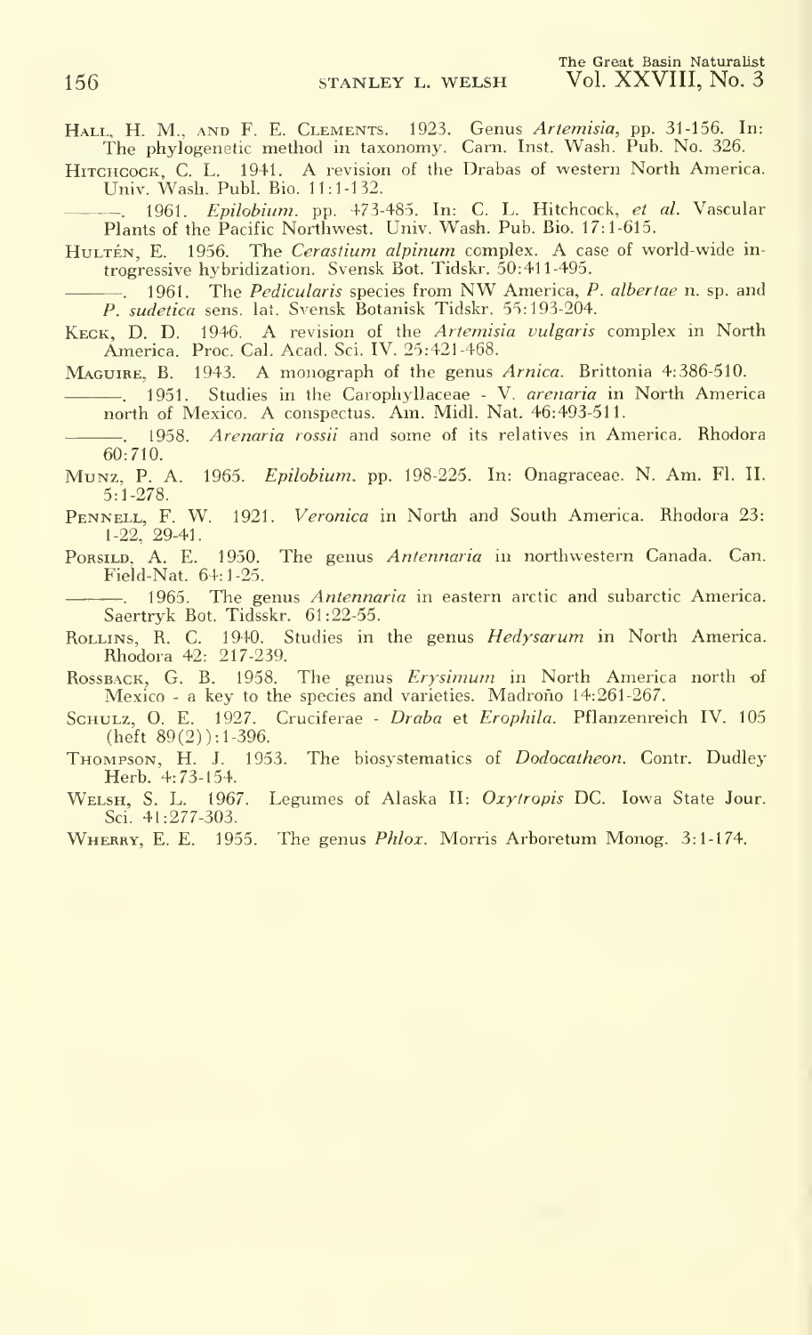Hall, H. M., and F. E. Clements. 1923. Genus *Artemisia*, pp. 31-156. In: The phylogenetic method in taxonomy. Carn. Inst. Wash. Pub. No. 326.

Hitchcock, C. L. 1941. A revision of the Drabas of western North America. Univ. Wash. Publ. Bio. 11:1-132.

———. 1961. *Epilobium*. pp. 473-485. In: C. L. Hitchcock, *et al.* Vascular Plants of the Pacific Northwest. Univ. Wash. Pub. Bio. 17:1-615.

Hultén, E. 1956. The *Cerastium alpinum* complex. A case of world-wide introgressive hybridization. Svensk Bot. Tidskr. 50:411-495.

———. 1961. The *Pedicularis* species from NW America, *P. albertae* n. sp. and *P. sudetica* sens. lat. Svensk Botanisk Tidskr. 55:193-204.

Keck, D. D. 1946. A revision of the *Artemisia vulgaris* complex in North America. Proc. Cal. Acad. Sci. IV. 25:421-468.

Maguire, B. 1943. A monograph of the genus *Arnica*. Brittonia 4:386-510.

———. 1951. Studies in the Caryophyllaceae - V. *arenaria* in North America north of Mexico. A conspectus. Am. Midl. Nat. 46:493-511.

———. 1958. *Arenaria rossii* and some of its relatives in America. Rhodora 60:710.

Munz, P. A. 1965. *Epilobium*. pp. 198-225. In: Onagraceae. N. Am. Fl. II. 5:1-278.

Pennell, F. W. 1921. *Veronica* in North and South America. Rhodora 23: 1-22, 29-41.

Porsild, A. E. 1950. The genus *Antennaria* in northwestern Canada. Can. Field-Nat. 64:1-25.

———. 1965. The genus *Antennaria* in eastern arctic and subarctic America. Saertryk Bot. Tidsskr. 61:22-55.

Rollins, R. C. 1940. Studies in the genus *Hedysarum* in North America. Rhodora 42: 217-239.

Rossback, G. B. 1958. The genus *Erysimum* in North America north of Mexico - a key to the species and varieties. Madroño 14:261-267.

Schulz, O. E. 1927. Cruciferae - *Draba* et *Erophila*. Pflanzenreich IV. 105 (heft 89(2)):1-396.

Thompson, H. J. 1953. The biosystematics of *Dodocatheon*. Contr. Dudley Herb. 4:73-154.

Welsh, S. L. 1967. Legumes of Alaska II: *Oxytropis* DC. Iowa State Jour. Sci. 41:277-303.

Wherry, E. E. 1955. The genus *Phlox*. Morris Arboretum Monog. 3:1-174.